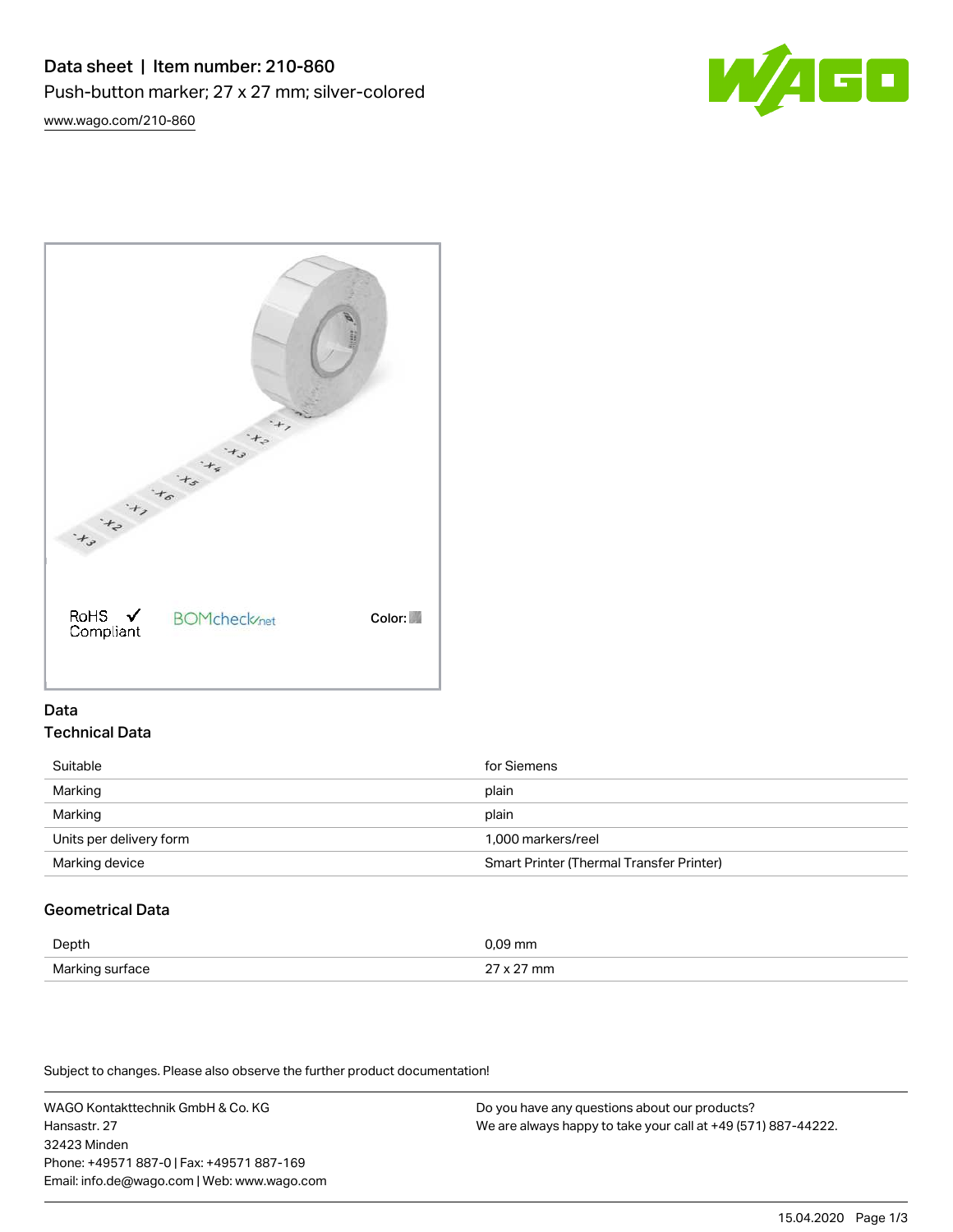# Data sheet | Item number: 210-860

Push-button marker; 27 x 27 mm; silver-colored

www.wago.com/210-860

RoHS Compliant BOMcheck.net Color:

## Data

### Technical Data

| | |
|---|---|
| Suitable | for Siemens |
| Marking | plain |
| Marking | plain |
| Units per delivery form | 1,000 markers/reel |
| Marking device | Smart Printer (Thermal Transfer Printer) |

### Geometrical Data

| | |
|---|---|
| Depth | 0,09 mm |
| Marking surface | 27 x 27 mm |

Subject to changes. Please also observe the further product documentation!

WAGO Kontakttechnik GmbH & Co. KG
Hansastr. 27
32423 Minden
Phone: +49571 887-0 | Fax: +49571 887-169
Email: info.de@wago.com | Web: www.wago.com

Do you have any questions about our products?
We are always happy to take your call at +49 (571) 887-44222.

15.04.2020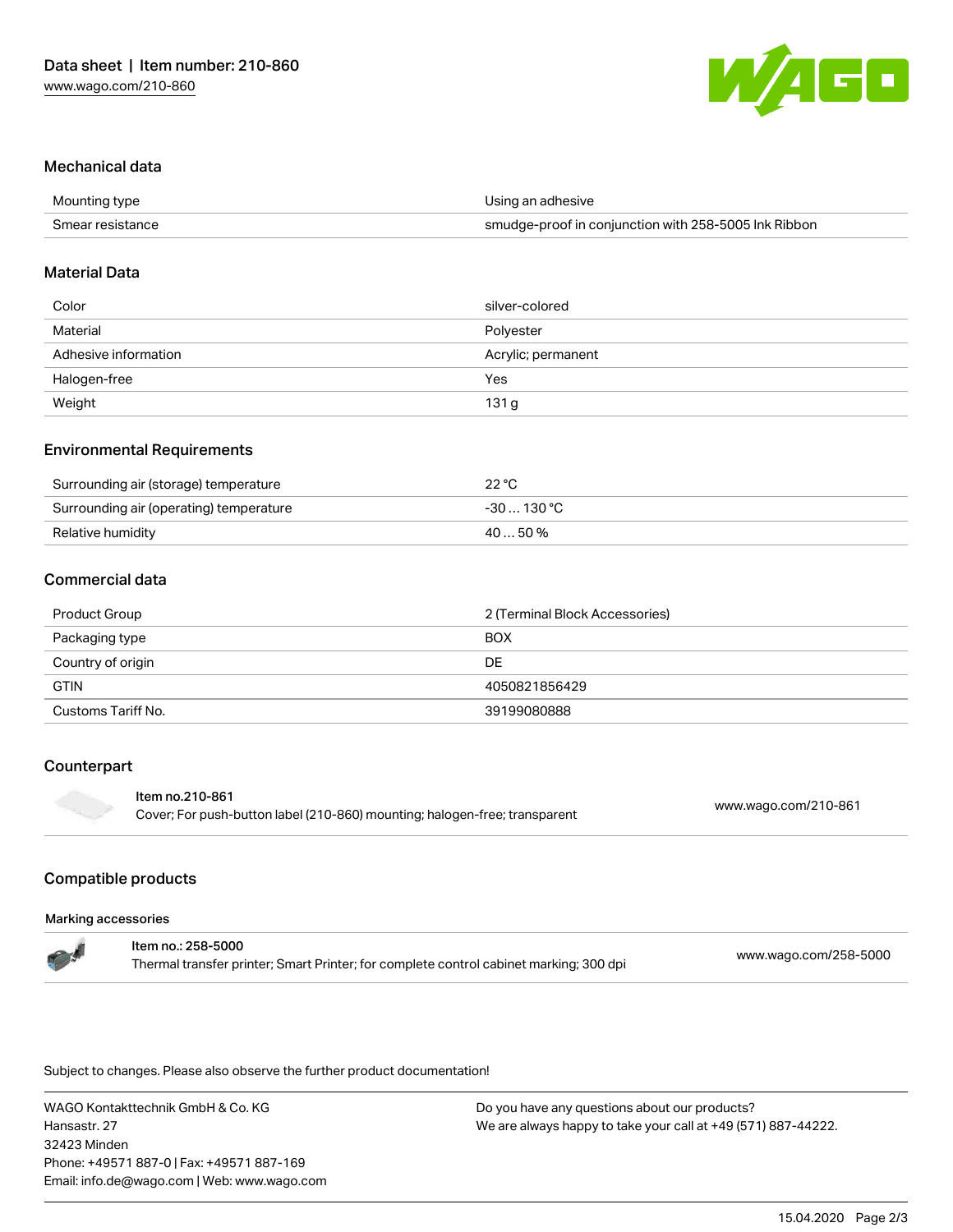## Mechanical data

| | |
|---|---|
| Mounting type | Using an adhesive |
| Smear resistance | smudge-proof in conjunction with 258-5005 Ink Ribbon |

## Material Data

| | |
|---|---|
| Color | silver-colored |
| Material | Polyester |
| Adhesive information | Acrylic; permanent |
| Halogen-free | Yes |
| Weight | 131 g |

## Environmental Requirements

| | |
|---|---|
| Surrounding air (storage) temperature | 22 °C |
| Surrounding air (operating) temperature | -30 … 130 °C |
| Relative humidity | 40 … 50 % |

## Commercial data

| | |
|---|---|
| Product Group | 2 (Terminal Block Accessories) |
| Packaging type | BOX |
| Country of origin | DE |
| GTIN | 4050821856429 |
| Customs Tariff No. | 39199080888 |

## Counterpart

**Item no.210-861**
Cover; For push-button label (210-860) mounting; halogen-free; transparent
www.wago.com/210-861

## Compatible products

**Marking accessories**

**Item no.: 258-5000**
Thermal transfer printer; Smart Printer; for complete control cabinet marking; 300 dpi
www.wago.com/258-5000

Subject to changes. Please also observe the further product documentation!

WAGO Kontakttechnik GmbH & Co. KG
Hansastr. 27
32423 Minden
Phone: +49571 887-0 | Fax: +49571 887-169
Email: info.de@wago.com | Web: www.wago.com

Do you have any questions about our products?
We are always happy to take your call at +49 (571) 887-44222.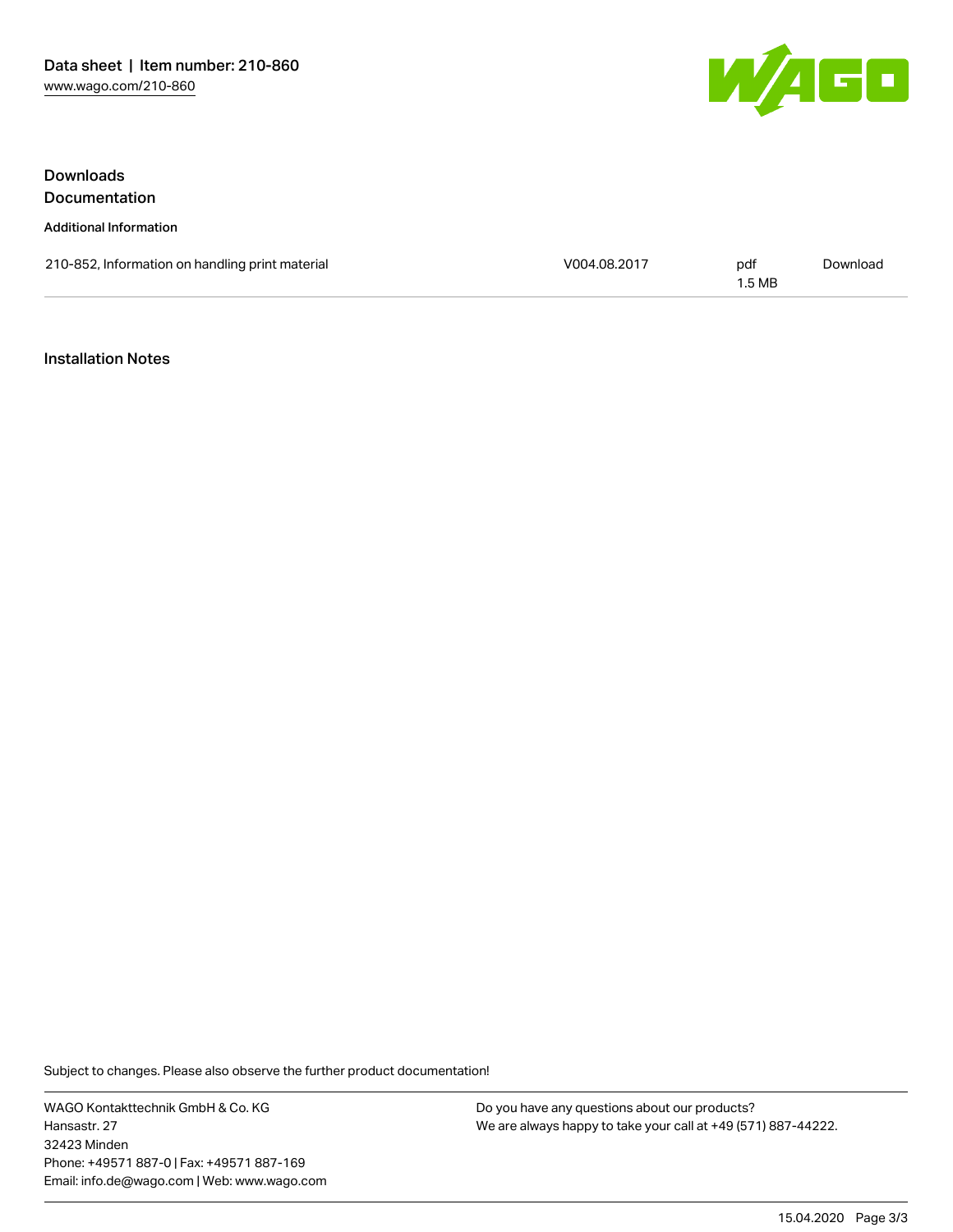## Downloads

## Documentation

### Additional Information

| | | | |
|---|---|---|---|
| 210-852, Information on handling print material | V004.08.2017 | pdf<br>1.5 MB | Download |

## Installation Notes

Subject to changes. Please also observe the further product documentation!

WAGO Kontakttechnik GmbH & Co. KG
Hansastr. 27
32423 Minden
Phone: +49571 887-0 | Fax: +49571 887-169
Email: info.de@wago.com | Web: www.wago.com

Do you have any questions about our products?
We are always happy to take your call at +49 (571) 887-44222.